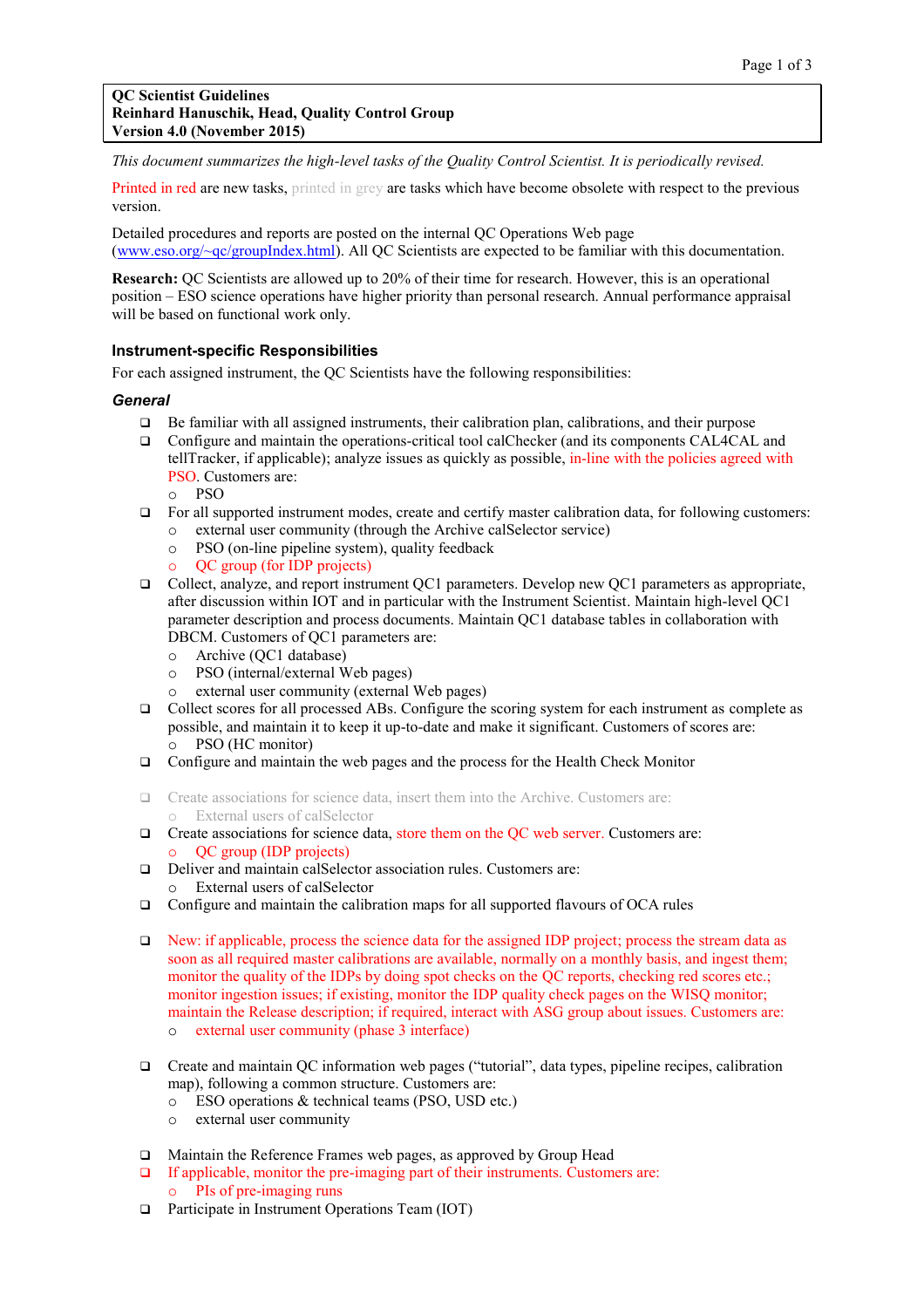**QC Scientist Guidelines**
**Reinhard Hanuschik, Head, Quality Control Group**
**Version 4.0 (November 2015)**

*This document summarizes the high-level tasks of the Quality Control Scientist. It is periodically revised.*

Printed in red are new tasks, printed in grey are tasks which have become obsolete with respect to the previous version.

Detailed procedures and reports are posted on the internal QC Operations Web page (www.eso.org/~qc/groupIndex.html). All QC Scientists are expected to be familiar with this documentation.

**Research:** QC Scientists are allowed up to 20% of their time for research. However, this is an operational position – ESO science operations have higher priority than personal research. Annual performance appraisal will be based on functional work only.

## Instrument-specific Responsibilities

For each assigned instrument, the QC Scientists have the following responsibilities:

### *General*

- Be familiar with all assigned instruments, their calibration plan, calibrations, and their purpose
- Configure and maintain the operations-critical tool calChecker (and its components CAL4CAL and tellTracker, if applicable); analyze issues as quickly as possible, in-line with the policies agreed with PSO. Customers are:
  - PSO
- For all supported instrument modes, create and certify master calibration data, for following customers:
  - external user community (through the Archive calSelector service)
  - PSO (on-line pipeline system), quality feedback
  - QC group (for IDP projects)
- Collect, analyze, and report instrument QC1 parameters. Develop new QC1 parameters as appropriate, after discussion within IOT and in particular with the Instrument Scientist. Maintain high-level QC1 parameter description and process documents. Maintain QC1 database tables in collaboration with DBCM. Customers of QC1 parameters are:
  - Archive (QC1 database)
  - PSO (internal/external Web pages)
  - external user community (external Web pages)
- Collect scores for all processed ABs. Configure the scoring system for each instrument as complete as possible, and maintain it to keep it up-to-date and make it significant. Customers of scores are:
  - PSO (HC monitor)
- Configure and maintain the web pages and the process for the Health Check Monitor
- Create associations for science data, insert them into the Archive. Customers are:
  - External users of calSelector
- Create associations for science data, store them on the QC web server. Customers are:
  - QC group (IDP projects)
- Deliver and maintain calSelector association rules. Customers are:
  - External users of calSelector
- Configure and maintain the calibration maps for all supported flavours of OCA rules
- New: if applicable, process the science data for the assigned IDP project; process the stream data as soon as all required master calibrations are available, normally on a monthly basis, and ingest them; monitor the quality of the IDPs by doing spot checks on the QC reports, checking red scores etc.; monitor ingestion issues; if existing, monitor the IDP quality check pages on the WISQ monitor; maintain the Release description; if required, interact with ASG group about issues. Customers are:
  - external user community (phase 3 interface)
- Create and maintain QC information web pages ("tutorial", data types, pipeline recipes, calibration map), following a common structure. Customers are:
  - ESO operations & technical teams (PSO, USD etc.)
  - external user community
- Maintain the Reference Frames web pages, as approved by Group Head
- If applicable, monitor the pre-imaging part of their instruments. Customers are:
  - PIs of pre-imaging runs
- Participate in Instrument Operations Team (IOT)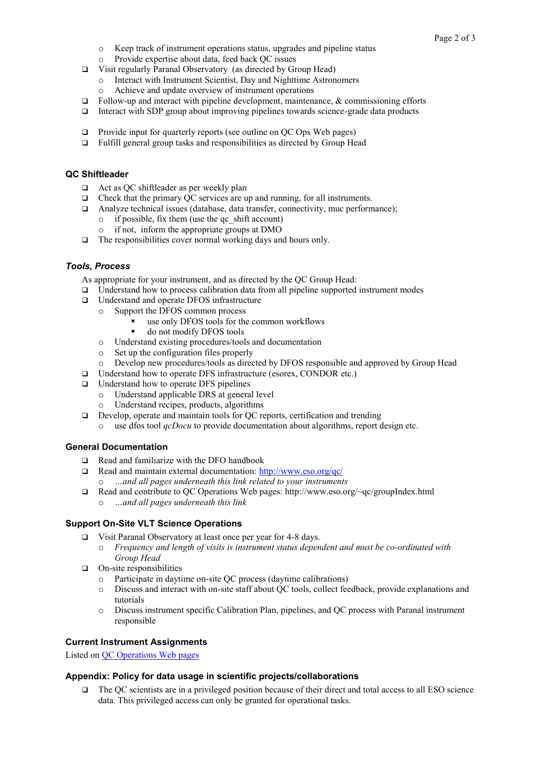- Keep track of instrument operations status, upgrades and pipeline status
  - Provide expertise about data, feed back QC issues
- Visit regularly Paranal Observatory (as directed by Group Head)
  - Interact with Instrument Scientist, Day and Nighttime Astronomers
  - Achieve and update overview of instrument operations
- Follow-up and interact with pipeline development, maintenance, & commissioning efforts
- Interact with SDP group about improving pipelines towards science-grade data products

- Provide input for quarterly reports (see outline on QC Ops Web pages)
- Fulfill general group tasks and responsibilities as directed by Group Head

## QC Shiftleader

- Act as QC shiftleader as per weekly plan
- Check that the primary QC services are up and running, for all instruments.
- Analyze technical issues (database, data transfer, connectivity, muc performance);
  - if possible, fix them (use the qc_shift account)
  - if not, inform the appropriate groups at DMO
- The responsibilities cover normal working days and hours only.

## *Tools, Process*

As appropriate for your instrument, and as directed by the QC Group Head:

- Understand how to process calibration data from all pipeline supported instrument modes
- Understand and operate DFOS infrastructure
  - Support the DFOS common process
    - use only DFOS tools for the common workflows
    - do not modify DFOS tools
  - Understand existing procedures/tools and documentation
  - Set up the configuration files properly
  - Develop new procedures/tools as directed by DFOS responsible and approved by Group Head
- Understand how to operate DFS infrastructure (esorex, CONDOR etc.)
- Understand how to operate DFS pipelines
  - Understand applicable DRS at general level
  - Understand recipes, products, algorithms
- Develop, operate and maintain tools for QC reports, certification and trending
  - use dfos tool *qcDocu* to provide documentation about algorithms, report design etc.

## General Documentation

- Read and familiarize with the DFO handbook
- Read and maintain external documentation: http://www.eso.org/qc/
  - *…and all pages underneath this link related to your instruments*
- Read and contribute to QC Operations Web pages: http://www.eso.org/~qc/groupIndex.html
  - *…and all pages underneath this link*

## Support On-Site VLT Science Operations

- Visit Paranal Observatory at least once per year for 4-8 days.
  - *Frequency and length of visits is instrument status dependent and must be co-ordinated with Group Head*
- On-site responsibilities
  - Participate in daytime on-site QC process (daytime calibrations)
  - Discuss and interact with on-site staff about QC tools, collect feedback, provide explanations and tutorials
  - Discuss instrument specific Calibration Plan, pipelines, and QC process with Paranal instrument responsible

## Current Instrument Assignments

Listed on QC Operations Web pages

## Appendix: Policy for data usage in scientific projects/collaborations

- The QC scientists are in a privileged position because of their direct and total access to all ESO science data. This privileged access can only be granted for operational tasks.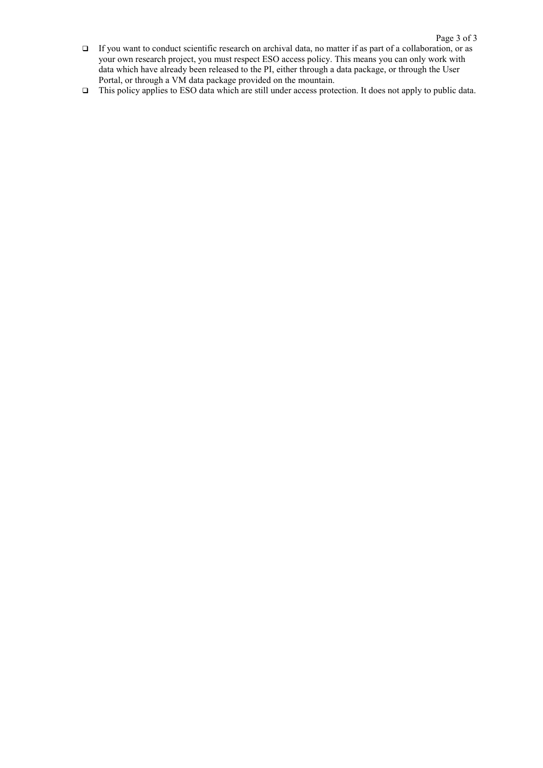- If you want to conduct scientific research on archival data, no matter if as part of a collaboration, or as your own research project, you must respect ESO access policy. This means you can only work with data which have already been released to the PI, either through a data package, or through the User Portal, or through a VM data package provided on the mountain.
- This policy applies to ESO data which are still under access protection. It does not apply to public data.